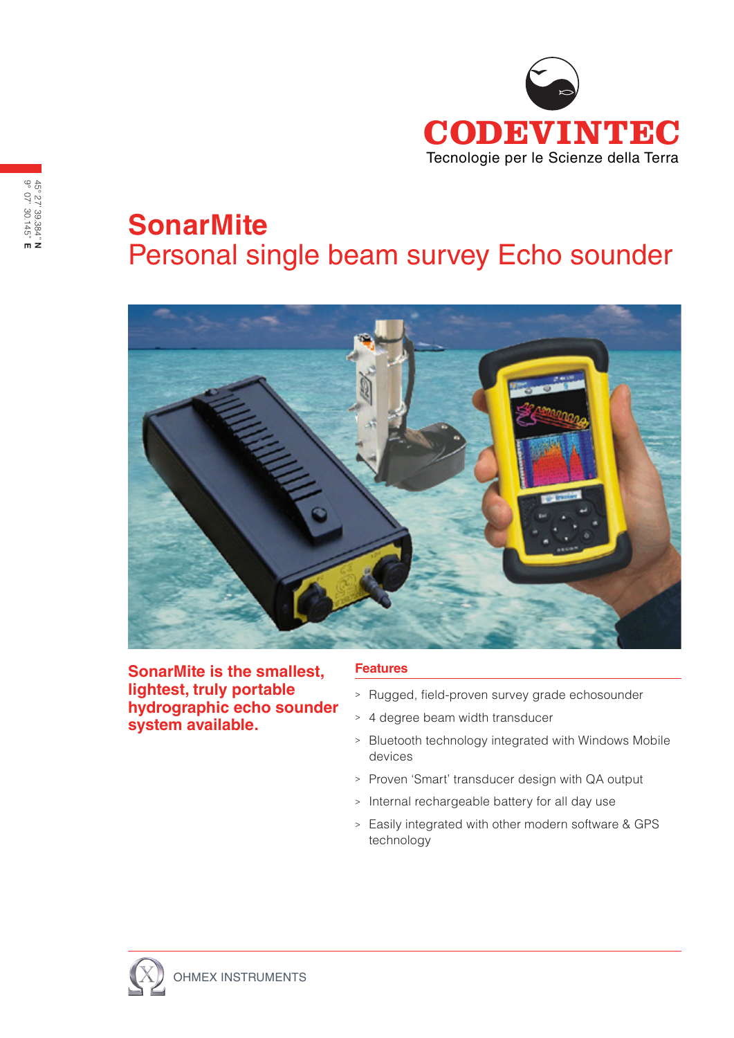CODEVINTEC

Tecnologie per le Scienze della Terra

45° 27' 39.384" N
9° 07' 30.145" E

# SonarMite
## Personal single beam survey Echo sounder

**SonarMite is the smallest, lightest, truly portable hydrographic echo sounder system available.**

### Features

- Rugged, field-proven survey grade echosounder
- 4 degree beam width transducer
- Bluetooth technology integrated with Windows Mobile devices
- Proven 'Smart' transducer design with QA output
- Internal rechargeable battery for all day use
- Easily integrated with other modern software & GPS technology

OHMEX INSTRUMENTS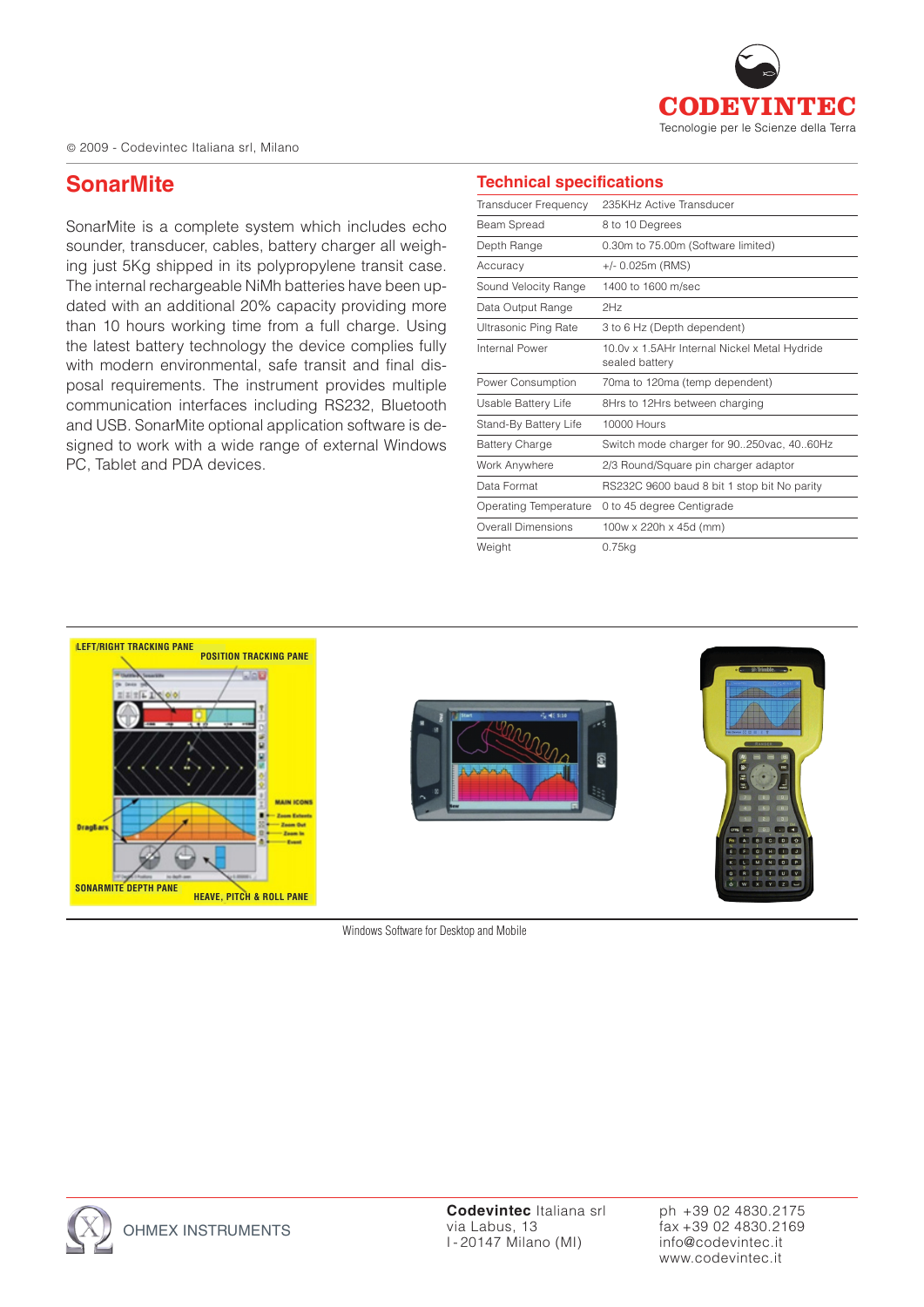CODEVINTEC

Tecnologie per le Scienze della Terra

© 2009 - Codevintec Italiana srl, Milano

## SonarMite

SonarMite is a complete system which includes echo sounder, transducer, cables, battery charger all weighing just 5Kg shipped in its polypropylene transit case. The internal rechargeable NiMh batteries have been updated with an additional 20% capacity providing more than 10 hours working time from a full charge. Using the latest battery technology the device complies fully with modern environmental, safe transit and final disposal requirements. The instrument provides multiple communication interfaces including RS232, Bluetooth and USB. SonarMite optional application software is designed to work with a wide range of external Windows PC, Tablet and PDA devices.

## Technical specifications

| | |
|---|---|
| Transducer Frequency | 235KHz Active Transducer |
| Beam Spread | 8 to 10 Degrees |
| Depth Range | 0.30m to 75.00m (Software limited) |
| Accuracy | +/- 0.025m (RMS) |
| Sound Velocity Range | 1400 to 1600 m/sec |
| Data Output Range | 2Hz |
| Ultrasonic Ping Rate | 3 to 6 Hz (Depth dependent) |
| Internal Power | 10.0v x 1.5AHr Internal Nickel Metal Hydride sealed battery |
| Power Consumption | 70ma to 120ma (temp dependent) |
| Usable Battery Life | 8Hrs to 12Hrs between charging |
| Stand-By Battery Life | 10000 Hours |
| Battery Charge | Switch mode charger for 90..250vac, 40..60Hz |
| Work Anywhere | 2/3 Round/Square pin charger adaptor |
| Data Format | RS232C 9600 baud 8 bit 1 stop bit No parity |
| Operating Temperature | 0 to 45 degree Centigrade |
| Overall Dimensions | 100w x 220h x 45d (mm) |
| Weight | 0.75kg |

LEFT/RIGHT TRACKING PANE
POSITION TRACKING PANE
MAIN ICONS
DragBars
SONARMITE DEPTH PANE
HEAVE, PITCH & ROLL PANE

Windows Software for Desktop and Mobile

OHMEX INSTRUMENTS

**Codevintec** Italiana srl
via Labus, 13
I-20147 Milano (MI)

ph +39 02 4830.2175
fax +39 02 4830.2169
info@codevintec.it
www.codevintec.it